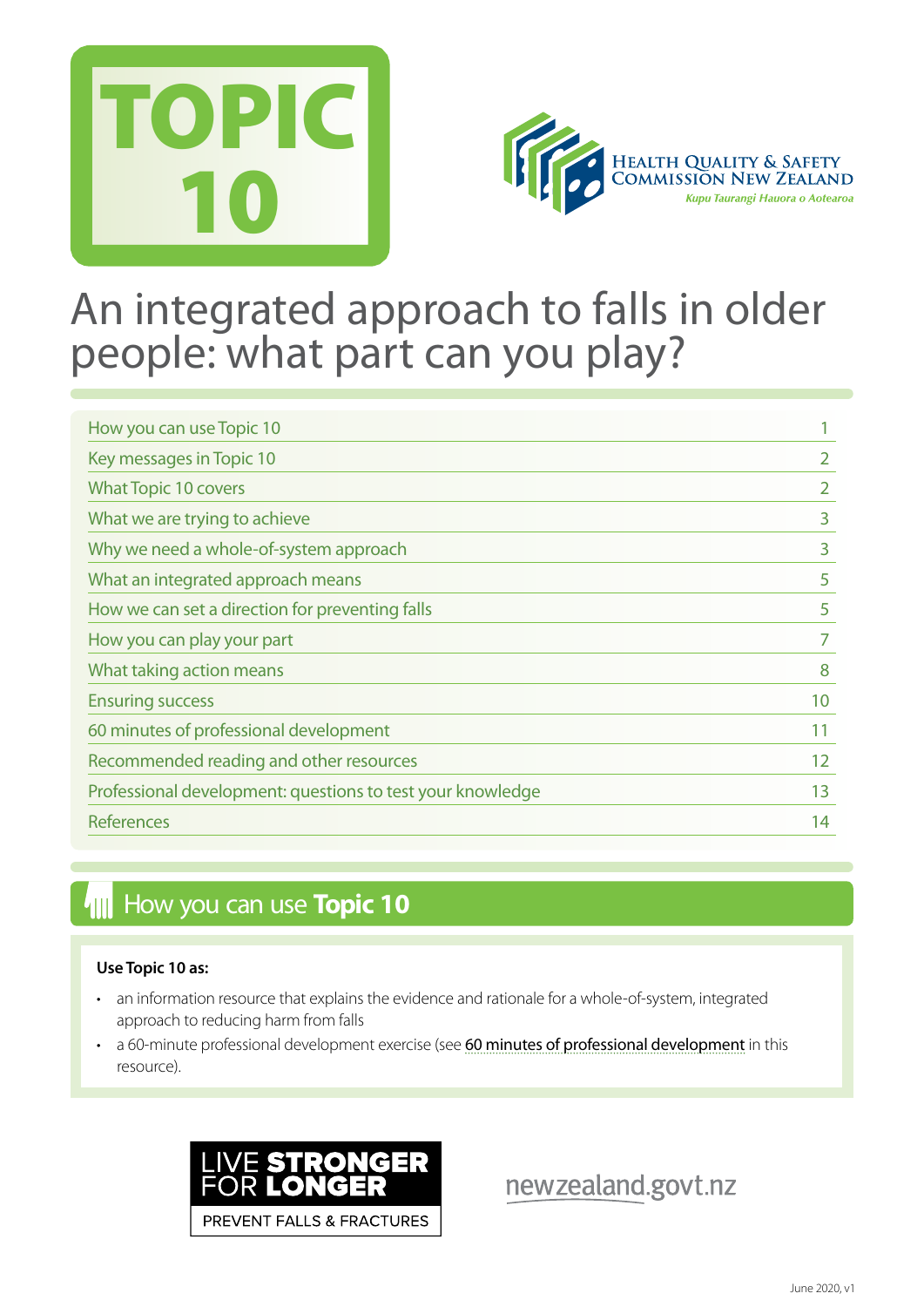# TOPIC 10

HEALTH QUALITY & SAFETY COMMISSION NEW ZEALAND
*Kupu Taurangi Hauora o Aotearoa*

# An integrated approach to falls in older people: what part can you play?

| | |
|---|---|
| How you can use Topic 10 | 1 |
| Key messages in Topic 10 | 2 |
| What Topic 10 covers | 2 |
| What we are trying to achieve | 3 |
| Why we need a whole-of-system approach | 3 |
| What an integrated approach means | 5 |
| How we can set a direction for preventing falls | 5 |
| How you can play your part | 7 |
| What taking action means | 8 |
| Ensuring success | 10 |
| 60 minutes of professional development | 11 |
| Recommended reading and other resources | 12 |
| Professional development: questions to test your knowledge | 13 |
| References | 14 |

## How you can use **Topic 10**

**Use Topic 10 as:**

- an information resource that explains the evidence and rationale for a whole-of-system, integrated approach to reducing harm from falls
- a 60-minute professional development exercise (see 60 minutes of professional development in this resource).

LIVE **STRONGER** FOR **LONGER**
PREVENT FALLS & FRACTURES

newzealand.govt.nz

June 2020, v1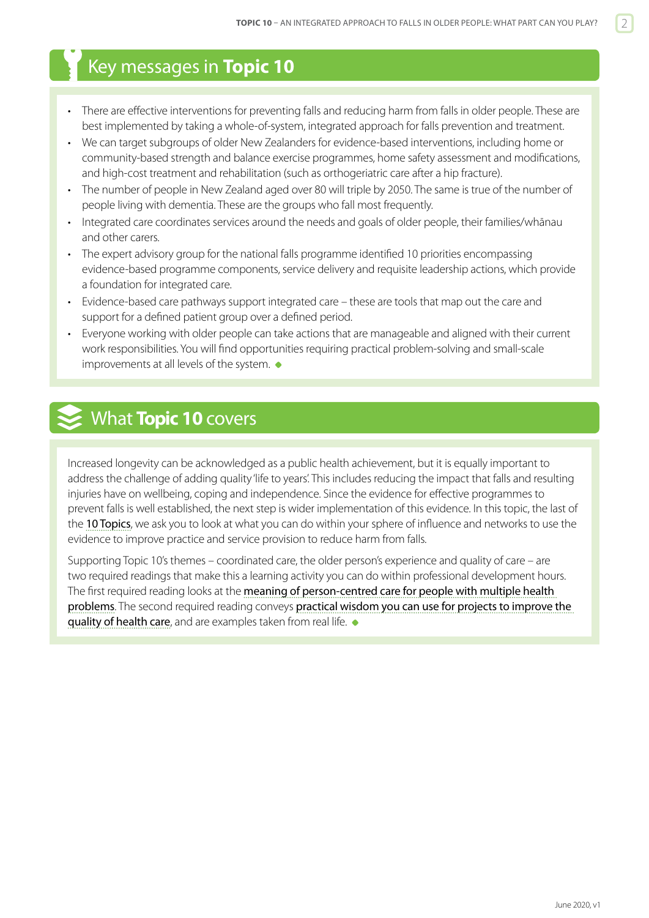## Key messages in **Topic 10**

- There are effective interventions for preventing falls and reducing harm from falls in older people. These are best implemented by taking a whole-of-system, integrated approach for falls prevention and treatment.
- We can target subgroups of older New Zealanders for evidence-based interventions, including home or community-based strength and balance exercise programmes, home safety assessment and modifications, and high-cost treatment and rehabilitation (such as orthogeriatric care after a hip fracture).
- The number of people in New Zealand aged over 80 will triple by 2050. The same is true of the number of people living with dementia. These are the groups who fall most frequently.
- Integrated care coordinates services around the needs and goals of older people, their families/whānau and other carers.
- The expert advisory group for the national falls programme identified 10 priorities encompassing evidence-based programme components, service delivery and requisite leadership actions, which provide a foundation for integrated care.
- Evidence-based care pathways support integrated care – these are tools that map out the care and support for a defined patient group over a defined period.
- Everyone working with older people can take actions that are manageable and aligned with their current work responsibilities. You will find opportunities requiring practical problem-solving and small-scale improvements at all levels of the system. ◆

## What **Topic 10** covers

Increased longevity can be acknowledged as a public health achievement, but it is equally important to address the challenge of adding quality 'life to years'. This includes reducing the impact that falls and resulting injuries have on wellbeing, coping and independence. Since the evidence for effective programmes to prevent falls is well established, the next step is wider implementation of this evidence. In this topic, the last of the 10 Topics, we ask you to look at what you can do within your sphere of influence and networks to use the evidence to improve practice and service provision to reduce harm from falls.

Supporting Topic 10's themes – coordinated care, the older person's experience and quality of care – are two required readings that make this a learning activity you can do within professional development hours. The first required reading looks at the meaning of person-centred care for people with multiple health problems. The second required reading conveys practical wisdom you can use for projects to improve the quality of health care, and are examples taken from real life. ◆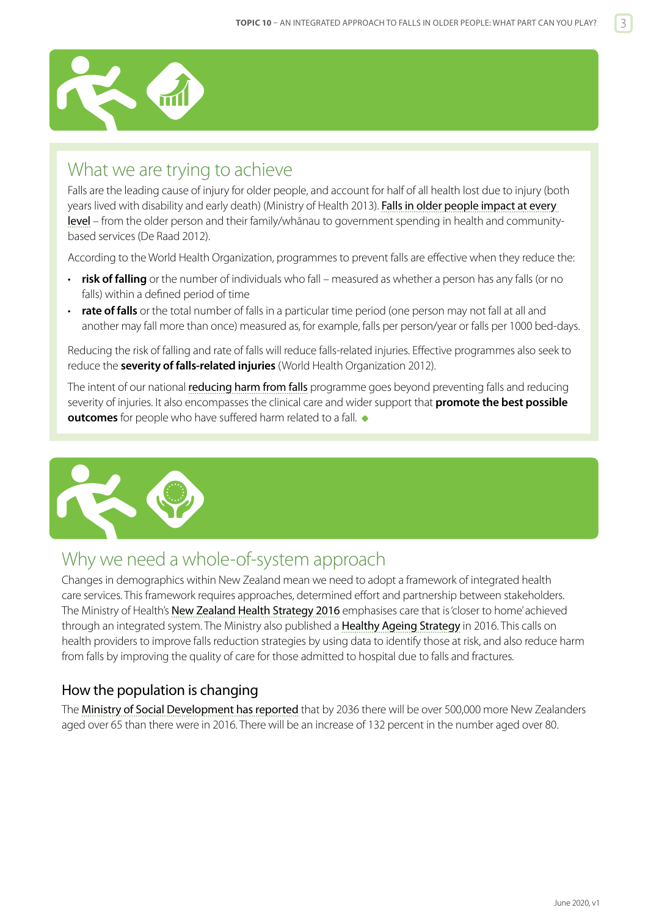## What we are trying to achieve

Falls are the leading cause of injury for older people, and account for half of all health lost due to injury (both years lived with disability and early death) (Ministry of Health 2013). Falls in older people impact at every level – from the older person and their family/whānau to government spending in health and community-based services (De Raad 2012).

According to the World Health Organization, programmes to prevent falls are effective when they reduce the:

- **risk of falling** or the number of individuals who fall – measured as whether a person has any falls (or no falls) within a defined period of time
- **rate of falls** or the total number of falls in a particular time period (one person may not fall at all and another may fall more than once) measured as, for example, falls per person/year or falls per 1000 bed-days.

Reducing the risk of falling and rate of falls will reduce falls-related injuries. Effective programmes also seek to reduce the **severity of falls-related injuries** (World Health Organization 2012).

The intent of our national reducing harm from falls programme goes beyond preventing falls and reducing severity of injuries. It also encompasses the clinical care and wider support that **promote the best possible outcomes** for people who have suffered harm related to a fall. ◆

## Why we need a whole-of-system approach

Changes in demographics within New Zealand mean we need to adopt a framework of integrated health care services. This framework requires approaches, determined effort and partnership between stakeholders. The Ministry of Health's New Zealand Health Strategy 2016 emphasises care that is 'closer to home' achieved through an integrated system. The Ministry also published a Healthy Ageing Strategy in 2016. This calls on health providers to improve falls reduction strategies by using data to identify those at risk, and also reduce harm from falls by improving the quality of care for those admitted to hospital due to falls and fractures.

### How the population is changing

The Ministry of Social Development has reported that by 2036 there will be over 500,000 more New Zealanders aged over 65 than there were in 2016. There will be an increase of 132 percent in the number aged over 80.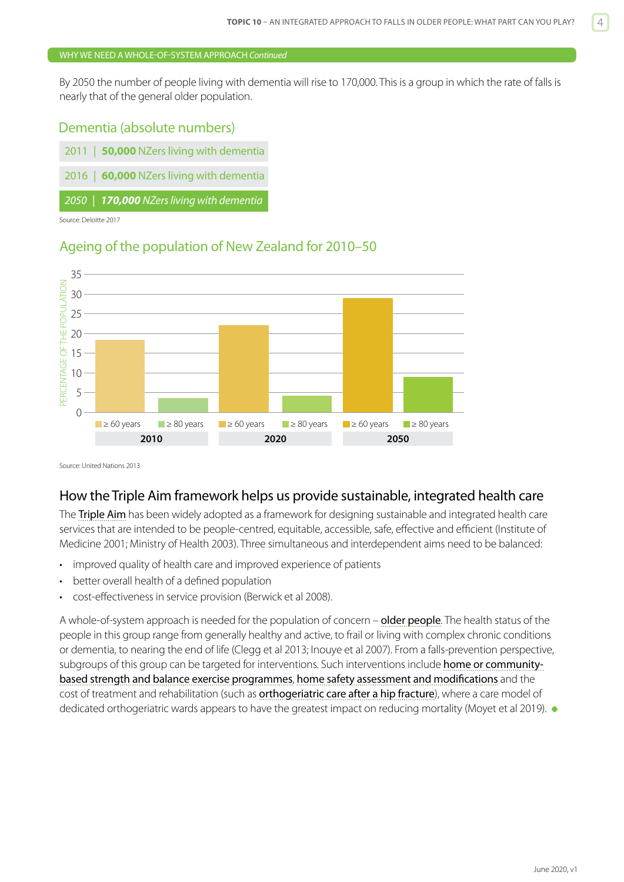WHY WE NEED A WHOLE-OF-SYSTEM APPROACH *Continued*

By 2050 the number of people living with dementia will rise to 170,000. This is a group in which the rate of falls is nearly that of the general older population.

## Dementia (absolute numbers)

| | |
|---|---|
| 2011 | **50,000** NZers living with dementia |
| 2016 | **60,000** NZers living with dementia |
| *2050* | ***170,000** NZers living with dementia* |

Source: Deloitte 2017

## Ageing of the population of New Zealand for 2010–50

Source: United Nations 2013

## How the Triple Aim framework helps us provide sustainable, integrated health care

The Triple Aim has been widely adopted as a framework for designing sustainable and integrated health care services that are intended to be people-centred, equitable, accessible, safe, effective and efficient (Institute of Medicine 2001; Ministry of Health 2003). Three simultaneous and interdependent aims need to be balanced:

- improved quality of health care and improved experience of patients
- better overall health of a defined population
- cost-effectiveness in service provision (Berwick et al 2008).

A whole-of-system approach is needed for the population of concern – older people. The health status of the people in this group range from generally healthy and active, to frail or living with complex chronic conditions or dementia, to nearing the end of life (Clegg et al 2013; Inouye et al 2007). From a falls-prevention perspective, subgroups of this group can be targeted for interventions. Such interventions include home or community-based strength and balance exercise programmes, home safety assessment and modifications and the cost of treatment and rehabilitation (such as orthogeriatric care after a hip fracture), where a care model of dedicated orthogeriatric wards appears to have the greatest impact on reducing mortality (Moyet et al 2019).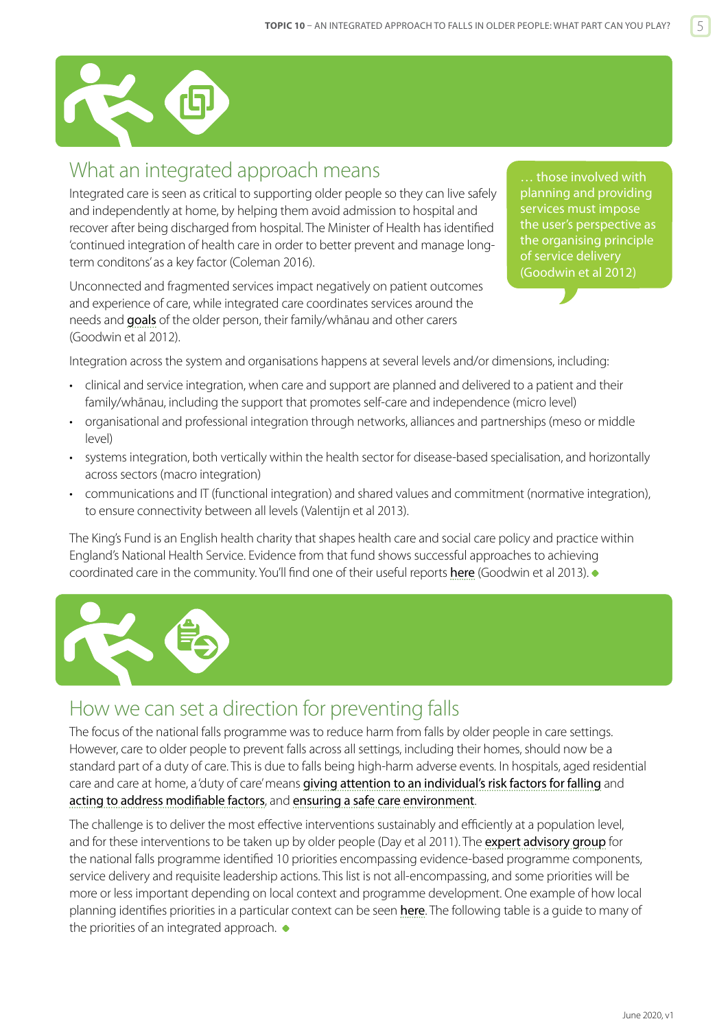## What an integrated approach means

Integrated care is seen as critical to supporting older people so they can live safely and independently at home, by helping them avoid admission to hospital and recover after being discharged from hospital. The Minister of Health has identified 'continued integration of health care in order to better prevent and manage long-term conditons' as a key factor (Coleman 2016).

Unconnected and fragmented services impact negatively on patient outcomes and experience of care, while integrated care coordinates services around the needs and goals of the older person, their family/whānau and other carers (Goodwin et al 2012).

> … those involved with planning and providing services must impose the user's perspective as the organising principle of service delivery (Goodwin et al 2012)

Integration across the system and organisations happens at several levels and/or dimensions, including:

- clinical and service integration, when care and support are planned and delivered to a patient and their family/whānau, including the support that promotes self-care and independence (micro level)
- organisational and professional integration through networks, alliances and partnerships (meso or middle level)
- systems integration, both vertically within the health sector for disease-based specialisation, and horizontally across sectors (macro integration)
- communications and IT (functional integration) and shared values and commitment (normative integration), to ensure connectivity between all levels (Valentijn et al 2013).

The King's Fund is an English health charity that shapes health care and social care policy and practice within England's National Health Service. Evidence from that fund shows successful approaches to achieving coordinated care in the community. You'll find one of their useful reports here (Goodwin et al 2013). ◆

## How we can set a direction for preventing falls

The focus of the national falls programme was to reduce harm from falls by older people in care settings. However, care to older people to prevent falls across all settings, including their homes, should now be a standard part of a duty of care. This is due to falls being high-harm adverse events. In hospitals, aged residential care and care at home, a 'duty of care' means giving attention to an individual's risk factors for falling and acting to address modifiable factors, and ensuring a safe care environment.

The challenge is to deliver the most effective interventions sustainably and efficiently at a population level, and for these interventions to be taken up by older people (Day et al 2011). The expert advisory group for the national falls programme identified 10 priorities encompassing evidence-based programme components, service delivery and requisite leadership actions. This list is not all-encompassing, and some priorities will be more or less important depending on local context and programme development. One example of how local planning identifies priorities in a particular context can be seen here. The following table is a guide to many of the priorities of an integrated approach. ◆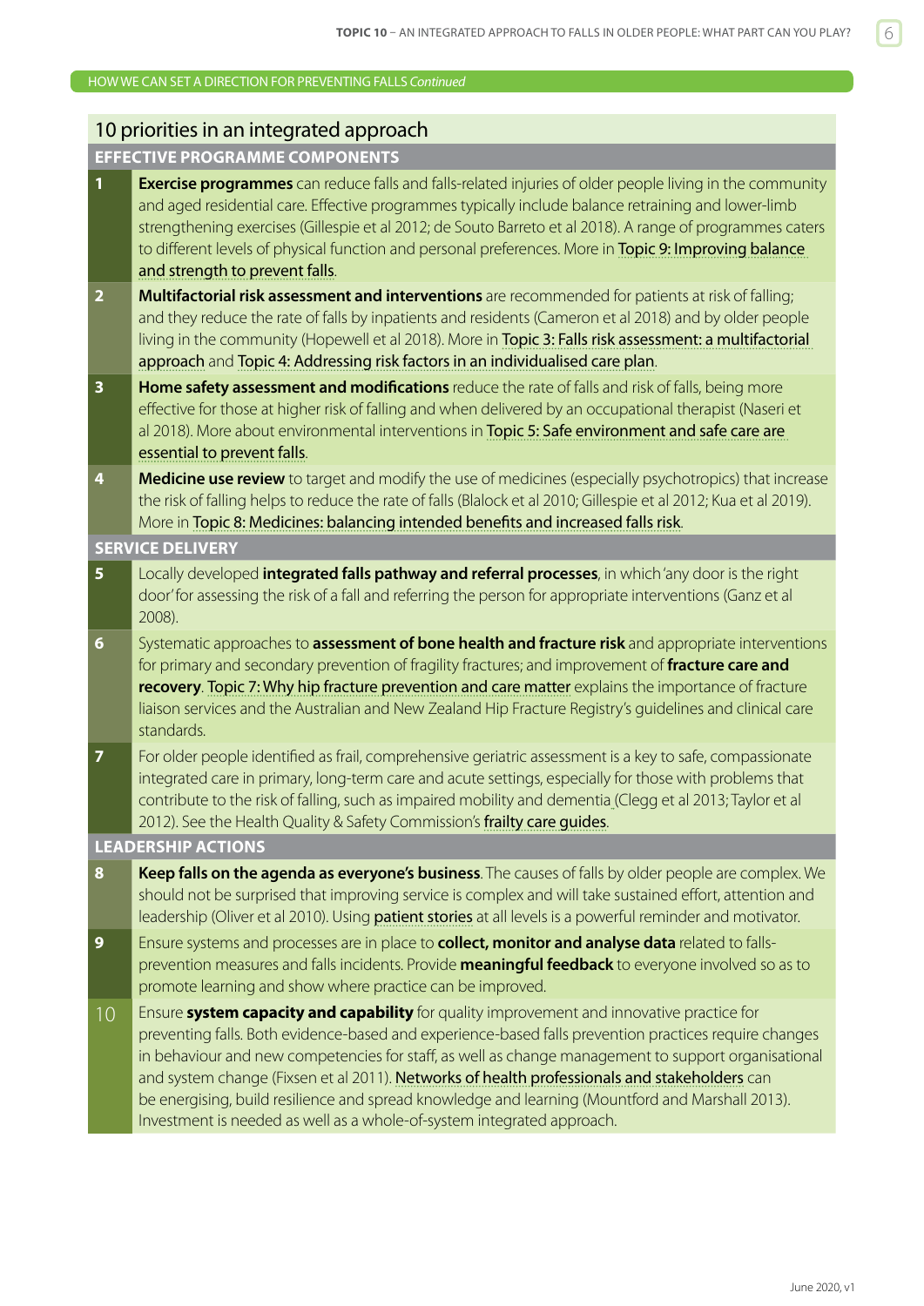HOW WE CAN SET A DIRECTION FOR PREVENTING FALLS *Continued*

## 10 priorities in an integrated approach

### EFFECTIVE PROGRAMME COMPONENTS

**1** **Exercise programmes** can reduce falls and falls-related injuries of older people living in the community and aged residential care. Effective programmes typically include balance retraining and lower-limb strengthening exercises (Gillespie et al 2012; de Souto Barreto et al 2018). A range of programmes caters to different levels of physical function and personal preferences. More in Topic 9: Improving balance and strength to prevent falls.

**2** **Multifactorial risk assessment and interventions** are recommended for patients at risk of falling; and they reduce the rate of falls by inpatients and residents (Cameron et al 2018) and by older people living in the community (Hopewell et al 2018). More in Topic 3: Falls risk assessment: a multifactorial approach and Topic 4: Addressing risk factors in an individualised care plan.

**3** **Home safety assessment and modifications** reduce the rate of falls and risk of falls, being more effective for those at higher risk of falling and when delivered by an occupational therapist (Naseri et al 2018). More about environmental interventions in Topic 5: Safe environment and safe care are essential to prevent falls.

**4** **Medicine use review** to target and modify the use of medicines (especially psychotropics) that increase the risk of falling helps to reduce the rate of falls (Blalock et al 2010; Gillespie et al 2012; Kua et al 2019). More in Topic 8: Medicines: balancing intended benefits and increased falls risk.

### SERVICE DELIVERY

**5** Locally developed **integrated falls pathway and referral processes**, in which 'any door is the right door' for assessing the risk of a fall and referring the person for appropriate interventions (Ganz et al 2008).

**6** Systematic approaches to **assessment of bone health and fracture risk** and appropriate interventions for primary and secondary prevention of fragility fractures; and improvement of **fracture care and recovery**. Topic 7: Why hip fracture prevention and care matter explains the importance of fracture liaison services and the Australian and New Zealand Hip Fracture Registry's guidelines and clinical care standards.

**7** For older people identified as frail, comprehensive geriatric assessment is a key to safe, compassionate integrated care in primary, long-term care and acute settings, especially for those with problems that contribute to the risk of falling, such as impaired mobility and dementia (Clegg et al 2013; Taylor et al 2012). See the Health Quality & Safety Commission's frailty care guides.

### LEADERSHIP ACTIONS

**8** **Keep falls on the agenda as everyone's business**. The causes of falls by older people are complex. We should not be surprised that improving service is complex and will take sustained effort, attention and leadership (Oliver et al 2010). Using patient stories at all levels is a powerful reminder and motivator.

**9** Ensure systems and processes are in place to **collect, monitor and analyse data** related to falls-prevention measures and falls incidents. Provide **meaningful feedback** to everyone involved so as to promote learning and show where practice can be improved.

**10** Ensure **system capacity and capability** for quality improvement and innovative practice for preventing falls. Both evidence-based and experience-based falls prevention practices require changes in behaviour and new competencies for staff, as well as change management to support organisational and system change (Fixsen et al 2011). Networks of health professionals and stakeholders can be energising, build resilience and spread knowledge and learning (Mountford and Marshall 2013). Investment is needed as well as a whole-of-system integrated approach.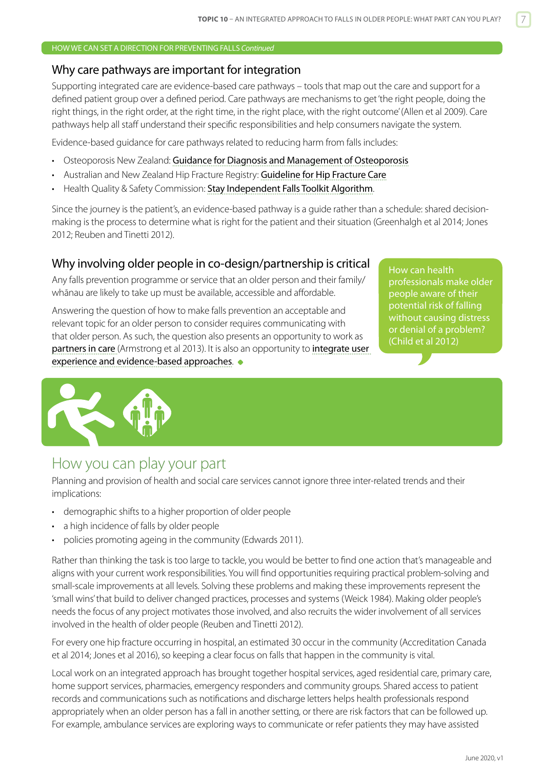HOW WE CAN SET A DIRECTION FOR PREVENTING FALLS *Continued*

## Why care pathways are important for integration

Supporting integrated care are evidence-based care pathways – tools that map out the care and support for a defined patient group over a defined period. Care pathways are mechanisms to get 'the right people, doing the right things, in the right order, at the right time, in the right place, with the right outcome' (Allen et al 2009). Care pathways help all staff understand their specific responsibilities and help consumers navigate the system.

Evidence-based guidance for care pathways related to reducing harm from falls includes:

- Osteoporosis New Zealand: Guidance for Diagnosis and Management of Osteoporosis
- Australian and New Zealand Hip Fracture Registry: Guideline for Hip Fracture Care
- Health Quality & Safety Commission: Stay Independent Falls Toolkit Algorithm.

Since the journey is the patient's, an evidence-based pathway is a guide rather than a schedule: shared decision-making is the process to determine what is right for the patient and their situation (Greenhalgh et al 2014; Jones 2012; Reuben and Tinetti 2012).

## Why involving older people in co-design/partnership is critical

Any falls prevention programme or service that an older person and their family/whānau are likely to take up must be available, accessible and affordable.

Answering the question of how to make falls prevention an acceptable and relevant topic for an older person to consider requires communicating with that older person. As such, the question also presents an opportunity to work as partners in care (Armstrong et al 2013). It is also an opportunity to integrate user experience and evidence-based approaches.

How can health professionals make older people aware of their potential risk of falling without causing distress or denial of a problem? (Child et al 2012)

# How you can play your part

Planning and provision of health and social care services cannot ignore three inter-related trends and their implications:

- demographic shifts to a higher proportion of older people
- a high incidence of falls by older people
- policies promoting ageing in the community (Edwards 2011).

Rather than thinking the task is too large to tackle, you would be better to find one action that's manageable and aligns with your current work responsibilities. You will find opportunities requiring practical problem-solving and small-scale improvements at all levels. Solving these problems and making these improvements represent the 'small wins' that build to deliver changed practices, processes and systems (Weick 1984). Making older people's needs the focus of any project motivates those involved, and also recruits the wider involvement of all services involved in the health of older people (Reuben and Tinetti 2012).

For every one hip fracture occurring in hospital, an estimated 30 occur in the community (Accreditation Canada et al 2014; Jones et al 2016), so keeping a clear focus on falls that happen in the community is vital.

Local work on an integrated approach has brought together hospital services, aged residential care, primary care, home support services, pharmacies, emergency responders and community groups. Shared access to patient records and communications such as notifications and discharge letters helps health professionals respond appropriately when an older person has a fall in another setting, or there are risk factors that can be followed up. For example, ambulance services are exploring ways to communicate or refer patients they may have assisted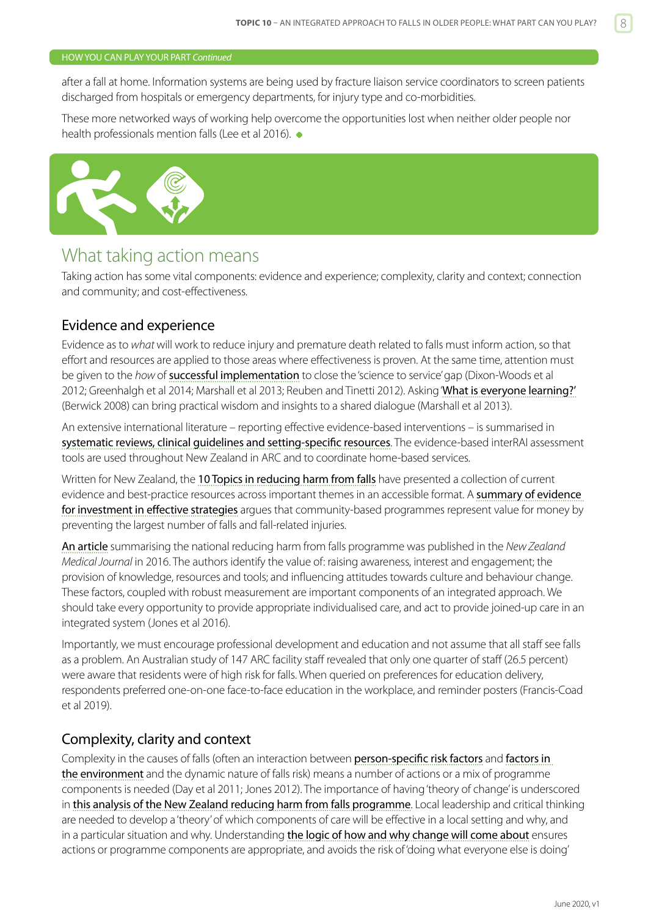HOW YOU CAN PLAY YOUR PART *Continued*

after a fall at home. Information systems are being used by fracture liaison service coordinators to screen patients discharged from hospitals or emergency departments, for injury type and co-morbidities.

These more networked ways of working help overcome the opportunities lost when neither older people nor health professionals mention falls (Lee et al 2016).

## What taking action means

Taking action has some vital components: evidence and experience; complexity, clarity and context; connection and community; and cost-effectiveness.

### Evidence and experience

Evidence as to *what* will work to reduce injury and premature death related to falls must inform action, so that effort and resources are applied to those areas where effectiveness is proven. At the same time, attention must be given to the *how* of successful implementation to close the 'science to service' gap (Dixon-Woods et al 2012; Greenhalgh et al 2014; Marshall et al 2013; Reuben and Tinetti 2012). Asking 'What is everyone learning?' (Berwick 2008) can bring practical wisdom and insights to a shared dialogue (Marshall et al 2013).

An extensive international literature – reporting effective evidence-based interventions – is summarised in systematic reviews, clinical guidelines and setting-specific resources. The evidence-based interRAI assessment tools are used throughout New Zealand in ARC and to coordinate home-based services.

Written for New Zealand, the 10 Topics in reducing harm from falls have presented a collection of current evidence and best-practice resources across important themes in an accessible format. A summary of evidence for investment in effective strategies argues that community-based programmes represent value for money by preventing the largest number of falls and fall-related injuries.

An article summarising the national reducing harm from falls programme was published in the *New Zealand Medical Journal* in 2016. The authors identify the value of: raising awareness, interest and engagement; the provision of knowledge, resources and tools; and influencing attitudes towards culture and behaviour change. These factors, coupled with robust measurement are important components of an integrated approach. We should take every opportunity to provide appropriate individualised care, and act to provide joined-up care in an integrated system (Jones et al 2016).

Importantly, we must encourage professional development and education and not assume that all staff see falls as a problem. An Australian study of 147 ARC facility staff revealed that only one quarter of staff (26.5 percent) were aware that residents were of high risk for falls. When queried on preferences for education delivery, respondents preferred one-on-one face-to-face education in the workplace, and reminder posters (Francis-Coad et al 2019).

### Complexity, clarity and context

Complexity in the causes of falls (often an interaction between person-specific risk factors and factors in the environment and the dynamic nature of falls risk) means a number of actions or a mix of programme components is needed (Day et al 2011; Jones 2012). The importance of having 'theory of change' is underscored in this analysis of the New Zealand reducing harm from falls programme. Local leadership and critical thinking are needed to develop a 'theory' of which components of care will be effective in a local setting and why, and in a particular situation and why. Understanding the logic of how and why change will come about ensures actions or programme components are appropriate, and avoids the risk of 'doing what everyone else is doing'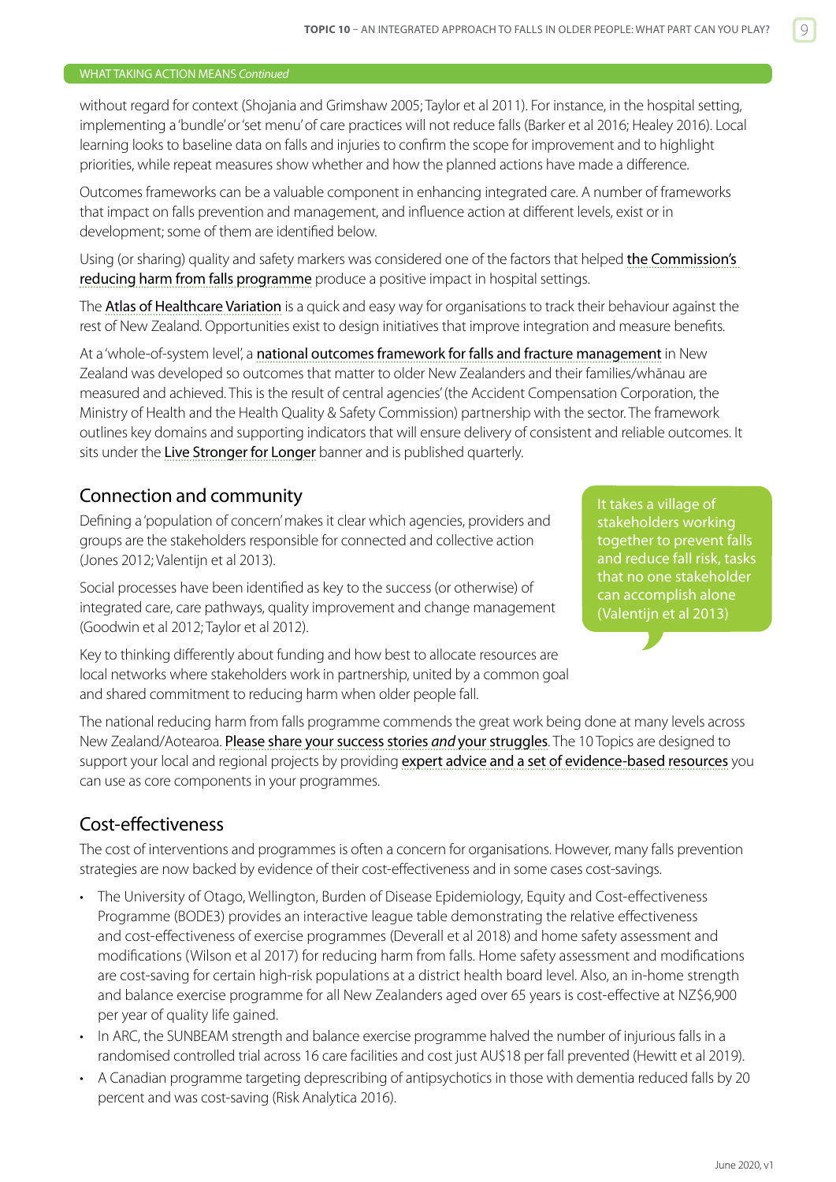WHAT TAKING ACTION MEANS *Continued*

without regard for context (Shojania and Grimshaw 2005; Taylor et al 2011). For instance, in the hospital setting, implementing a 'bundle' or 'set menu' of care practices will not reduce falls (Barker et al 2016; Healey 2016). Local learning looks to baseline data on falls and injuries to confirm the scope for improvement and to highlight priorities, while repeat measures show whether and how the planned actions have made a difference.

Outcomes frameworks can be a valuable component in enhancing integrated care. A number of frameworks that impact on falls prevention and management, and influence action at different levels, exist or in development; some of them are identified below.

Using (or sharing) quality and safety markers was considered one of the factors that helped the Commission's reducing harm from falls programme produce a positive impact in hospital settings.

The Atlas of Healthcare Variation is a quick and easy way for organisations to track their behaviour against the rest of New Zealand. Opportunities exist to design initiatives that improve integration and measure benefits.

At a 'whole-of-system level', a national outcomes framework for falls and fracture management in New Zealand was developed so outcomes that matter to older New Zealanders and their families/whānau are measured and achieved. This is the result of central agencies' (the Accident Compensation Corporation, the Ministry of Health and the Health Quality & Safety Commission) partnership with the sector. The framework outlines key domains and supporting indicators that will ensure delivery of consistent and reliable outcomes. It sits under the Live Stronger for Longer banner and is published quarterly.

## Connection and community

Defining a 'population of concern' makes it clear which agencies, providers and groups are the stakeholders responsible for connected and collective action (Jones 2012; Valentijn et al 2013).

Social processes have been identified as key to the success (or otherwise) of integrated care, care pathways, quality improvement and change management (Goodwin et al 2012; Taylor et al 2012).

Key to thinking differently about funding and how best to allocate resources are local networks where stakeholders work in partnership, united by a common goal and shared commitment to reducing harm when older people fall.

> It takes a village of stakeholders working together to prevent falls and reduce fall risk, tasks that no one stakeholder can accomplish alone (Valentijn et al 2013)

The national reducing harm from falls programme commends the great work being done at many levels across New Zealand/Aotearoa. Please share your success stories *and* your struggles. The 10 Topics are designed to support your local and regional projects by providing expert advice and a set of evidence-based resources you can use as core components in your programmes.

## Cost-effectiveness

The cost of interventions and programmes is often a concern for organisations. However, many falls prevention strategies are now backed by evidence of their cost-effectiveness and in some cases cost-savings.

- The University of Otago, Wellington, Burden of Disease Epidemiology, Equity and Cost-effectiveness Programme (BODE3) provides an interactive league table demonstrating the relative effectiveness and cost-effectiveness of exercise programmes (Deverall et al 2018) and home safety assessment and modifications (Wilson et al 2017) for reducing harm from falls. Home safety assessment and modifications are cost-saving for certain high-risk populations at a district health board level. Also, an in-home strength and balance exercise programme for all New Zealanders aged over 65 years is cost-effective at NZ$6,900 per year of quality life gained.
- In ARC, the SUNBEAM strength and balance exercise programme halved the number of injurious falls in a randomised controlled trial across 16 care facilities and cost just AU$18 per fall prevented (Hewitt et al 2019).
- A Canadian programme targeting deprescribing of antipsychotics in those with dementia reduced falls by 20 percent and was cost-saving (Risk Analytica 2016).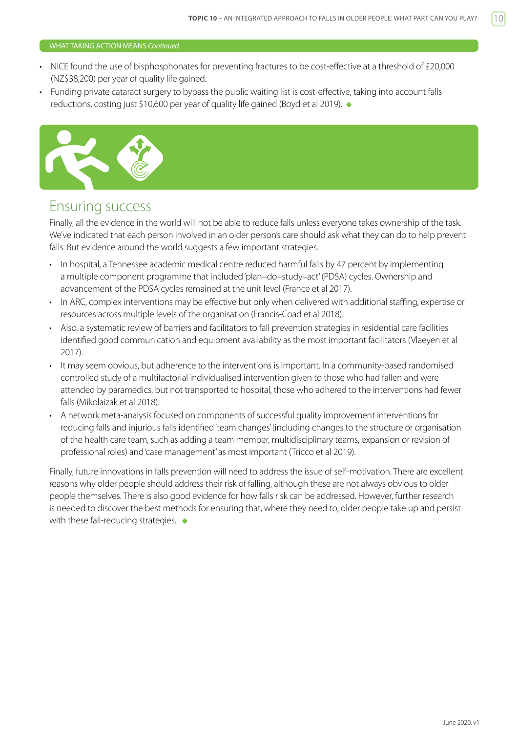WHAT TAKING ACTION MEANS *Continued*

- NICE found the use of bisphosphonates for preventing fractures to be cost-effective at a threshold of £20,000 (NZ$38,200) per year of quality life gained.
- Funding private cataract surgery to bypass the public waiting list is cost-effective, taking into account falls reductions, costing just $10,600 per year of quality life gained (Boyd et al 2019).

## Ensuring success

Finally, all the evidence in the world will not be able to reduce falls unless everyone takes ownership of the task. We've indicated that each person involved in an older person's care should ask what they can do to help prevent falls. But evidence around the world suggests a few important strategies.

- In hospital, a Tennessee academic medical centre reduced harmful falls by 47 percent by implementing a multiple component programme that included 'plan–do–study–act' (PDSA) cycles. Ownership and advancement of the PDSA cycles remained at the unit level (France et al 2017).
- In ARC, complex interventions may be effective but only when delivered with additional staffing, expertise or resources across multiple levels of the organisation (Francis-Coad et al 2018).
- Also, a systematic review of barriers and facilitators to fall prevention strategies in residential care facilities identified good communication and equipment availability as the most important facilitators (Vlaeyen et al 2017).
- It may seem obvious, but adherence to the interventions is important. In a community-based randomised controlled study of a multifactorial individualised intervention given to those who had fallen and were attended by paramedics, but not transported to hospital, those who adhered to the interventions had fewer falls (Mikolaizak et al 2018).
- A network meta-analysis focused on components of successful quality improvement interventions for reducing falls and injurious falls identified 'team changes' (including changes to the structure or organisation of the health care team, such as adding a team member, multidisciplinary teams, expansion or revision of professional roles) and 'case management' as most important (Tricco et al 2019).

Finally, future innovations in falls prevention will need to address the issue of self-motivation. There are excellent reasons why older people should address their risk of falling, although these are not always obvious to older people themselves. There is also good evidence for how falls risk can be addressed. However, further research is needed to discover the best methods for ensuring that, where they need to, older people take up and persist with these fall-reducing strategies.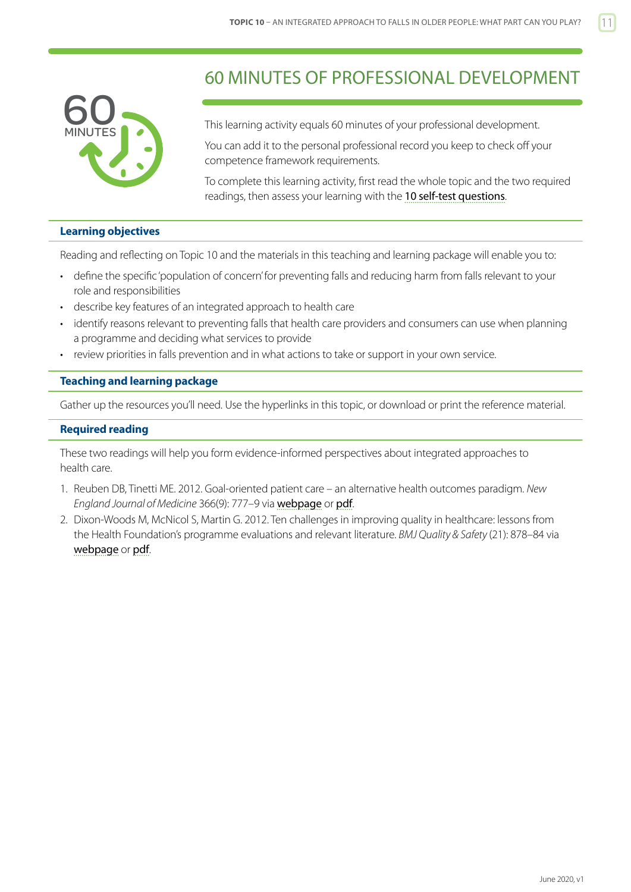# 60 MINUTES OF PROFESSIONAL DEVELOPMENT

This learning activity equals 60 minutes of your professional development.

You can add it to the personal professional record you keep to check off your competence framework requirements.

To complete this learning activity, first read the whole topic and the two required readings, then assess your learning with the 10 self-test questions.

## Learning objectives

Reading and reflecting on Topic 10 and the materials in this teaching and learning package will enable you to:

- define the specific 'population of concern' for preventing falls and reducing harm from falls relevant to your role and responsibilities
- describe key features of an integrated approach to health care
- identify reasons relevant to preventing falls that health care providers and consumers can use when planning a programme and deciding what services to provide
- review priorities in falls prevention and in what actions to take or support in your own service.

## Teaching and learning package

Gather up the resources you'll need. Use the hyperlinks in this topic, or download or print the reference material.

## Required reading

These two readings will help you form evidence-informed perspectives about integrated approaches to health care.

1. Reuben DB, Tinetti ME. 2012. Goal-oriented patient care – an alternative health outcomes paradigm. *New England Journal of Medicine* 366(9): 777–9 via webpage or pdf.
2. Dixon-Woods M, McNicol S, Martin G. 2012. Ten challenges in improving quality in healthcare: lessons from the Health Foundation's programme evaluations and relevant literature. *BMJ Quality & Safety* (21): 878–84 via webpage or pdf.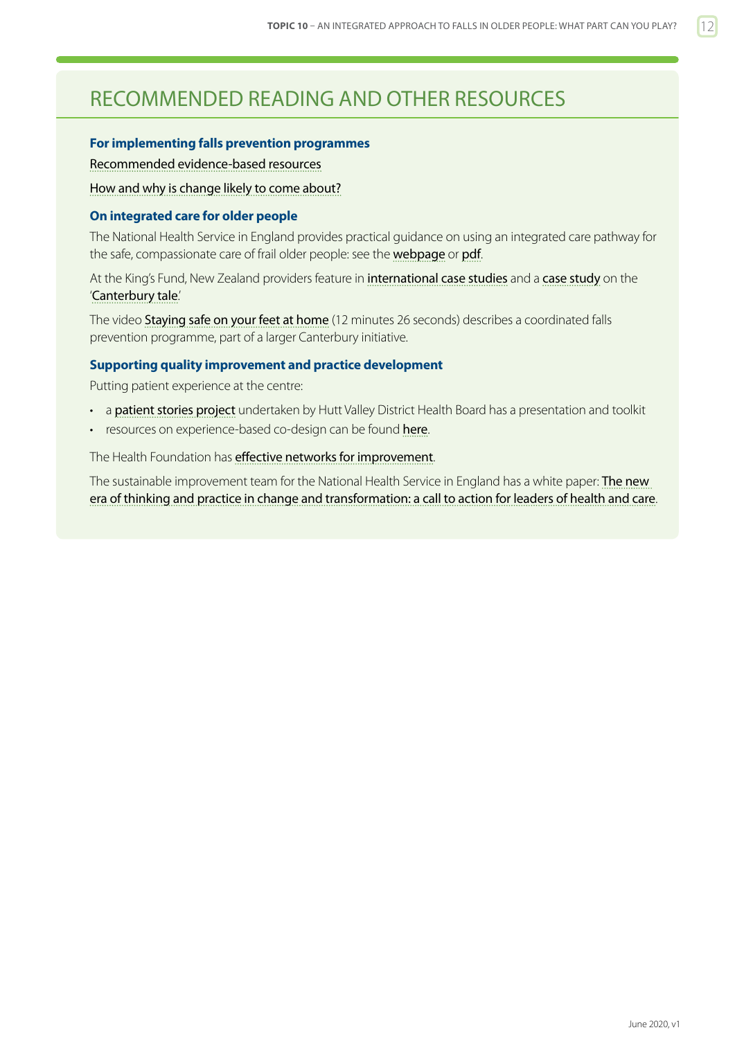## RECOMMENDED READING AND OTHER RESOURCES

### For implementing falls prevention programmes

Recommended evidence-based resources

How and why is change likely to come about?

### On integrated care for older people

The National Health Service in England provides practical guidance on using an integrated care pathway for the safe, compassionate care of frail older people: see the webpage or pdf.

At the King's Fund, New Zealand providers feature in international case studies and a case study on the 'Canterbury tale.'

The video Staying safe on your feet at home (12 minutes 26 seconds) describes a coordinated falls prevention programme, part of a larger Canterbury initiative.

### Supporting quality improvement and practice development

Putting patient experience at the centre:

- a patient stories project undertaken by Hutt Valley District Health Board has a presentation and toolkit
- resources on experience-based co-design can be found here.

The Health Foundation has effective networks for improvement.

The sustainable improvement team for the National Health Service in England has a white paper: The new era of thinking and practice in change and transformation: a call to action for leaders of health and care.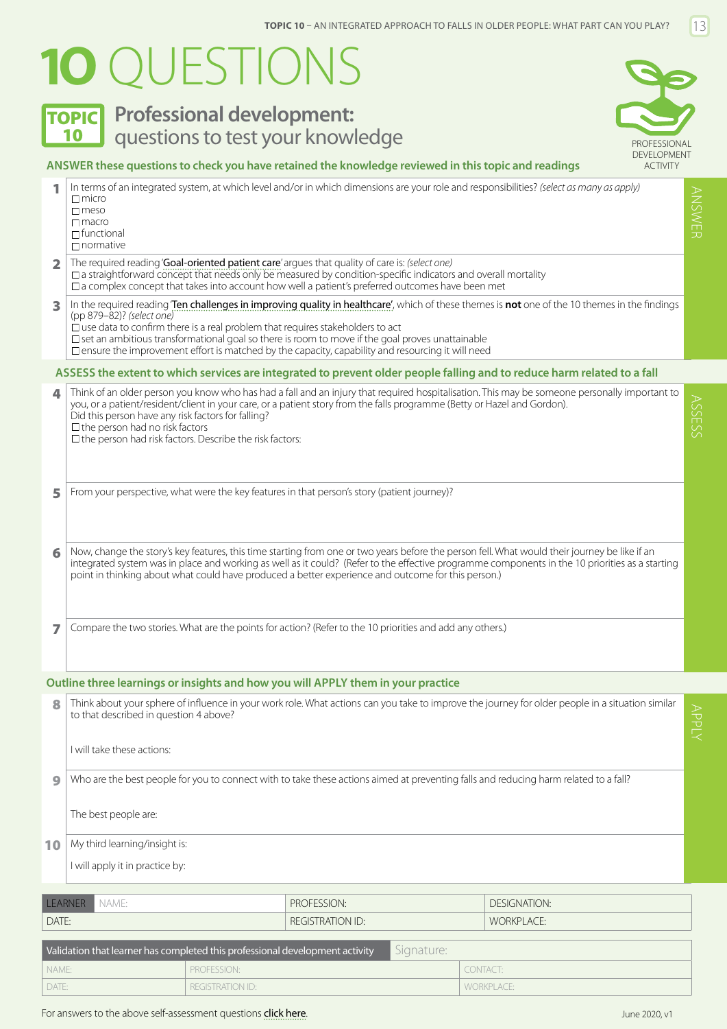# 10 QUESTIONS

## TOPIC 10 Professional development: questions to test your knowledge

PROFESSIONAL DEVELOPMENT ACTIVITY

### ANSWER these questions to check you have retained the knowledge reviewed in this topic and readings

**1** In terms of an integrated system, at which level and/or in which dimensions are your role and responsibilities? *(select as many as apply)*

- ☐ micro
- ☐ meso
- ☐ macro
- ☐ functional
- ☐ normative

**2** The required reading 'Goal-oriented patient care' argues that quality of care is: *(select one)*

- ☐ a straightforward concept that needs only be measured by condition-specific indicators and overall mortality
- ☐ a complex concept that takes into account how well a patient's preferred outcomes have been met

**3** In the required reading 'Ten challenges in improving quality in healthcare', which of these themes is **not** one of the 10 themes in the findings (pp 879–82)? *(select one)*

- ☐ use data to confirm there is a real problem that requires stakeholders to act
- ☐ set an ambitious transformational goal so there is room to move if the goal proves unattainable
- ☐ ensure the improvement effort is matched by the capacity, capability and resourcing it will need

### ASSESS the extent to which services are integrated to prevent older people falling and to reduce harm related to a fall

**4** Think of an older person you know who has had a fall and an injury that required hospitalisation. This may be someone personally important to you, or a patient/resident/client in your care, or a patient story from the falls programme (Betty or Hazel and Gordon).
Did this person have any risk factors for falling?

- ☐ the person had no risk factors
- ☐ the person had risk factors. Describe the risk factors:

**5** From your perspective, what were the key features in that person's story (patient journey)?

**6** Now, change the story's key features, this time starting from one or two years before the person fell. What would their journey be like if an integrated system was in place and working as well as it could? (Refer to the effective programme components in the 10 priorities as a starting point in thinking about what could have produced a better experience and outcome for this person.)

**7** Compare the two stories. What are the points for action? (Refer to the 10 priorities and add any others.)

### Outline three learnings or insights and how you will APPLY them in your practice

**8** Think about your sphere of influence in your work role. What actions can you take to improve the journey for older people in a situation similar to that described in question 4 above?

I will take these actions:

**9** Who are the best people for you to connect with to take these actions aimed at preventing falls and reducing harm related to a fall?

The best people are:

**10** My third learning/insight is:

I will apply it in practice by:

| LEARNER NAME: | PROFESSION: | DESIGNATION: |
|---|---|---|
| DATE: | REGISTRATION ID: | WORKPLACE: |

| Validation that learner has completed this professional development activity | | Signature: |
|---|---|---|
| NAME: | PROFESSION: | CONTACT: |
| DATE: | REGISTRATION ID: | WORKPLACE: |

For answers to the above self-assessment questions click here.

June 2020, v1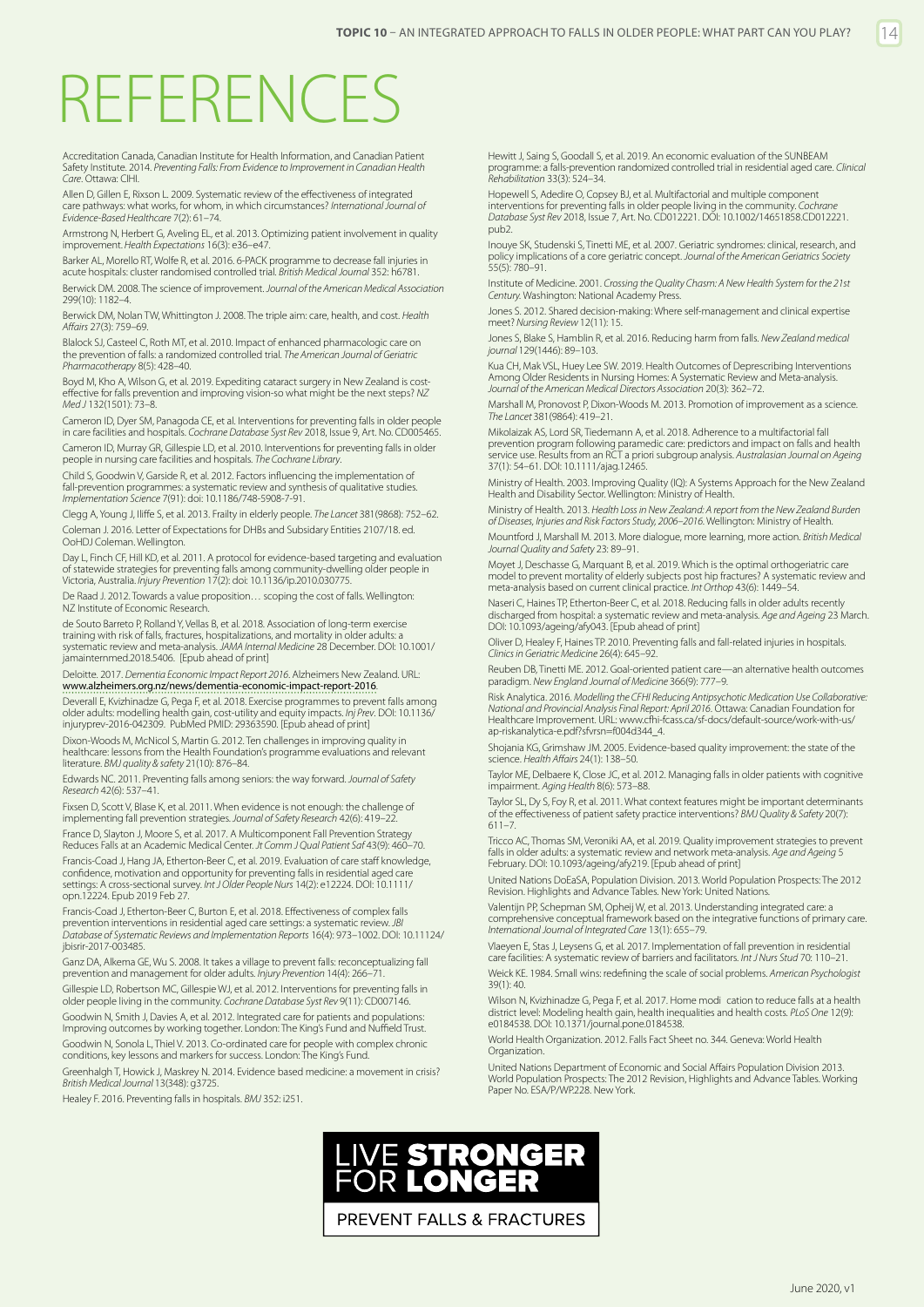# REFERENCES

Accreditation Canada, Canadian Institute for Health Information, and Canadian Patient Safety Institute. 2014. *Preventing Falls: From Evidence to Improvement in Canadian Health Care*. Ottawa: CIHI.

Allen D, Gillen E, Rixson L. 2009. Systematic review of the effectiveness of integrated care pathways: what works, for whom, in which circumstances? *International Journal of Evidence-Based Healthcare* 7(2): 61–74.

Armstrong N, Herbert G, Aveling EL, et al. 2013. Optimizing patient involvement in quality improvement. *Health Expectations* 16(3): e36–e47.

Barker AL, Morello RT, Wolfe R, et al. 2016. 6-PACK programme to decrease fall injuries in acute hospitals: cluster randomised controlled trial. *British Medical Journal* 352: h6781.

Berwick DM. 2008. The science of improvement. *Journal of the American Medical Association* 299(10): 1182–4.

Berwick DM, Nolan TW, Whittington J. 2008. The triple aim: care, health, and cost. *Health Affairs* 27(3): 759–69.

Blalock SJ, Casteel C, Roth MT, et al. 2010. Impact of enhanced pharmacologic care on the prevention of falls: a randomized controlled trial. *The American Journal of Geriatric Pharmacotherapy* 8(5): 428–40.

Boyd M, Kho A, Wilson G, et al. 2019. Expediting cataract surgery in New Zealand is cost-effective for falls prevention and improving vision-so what might be the next steps? *NZ Med J* 132(1501): 73–8.

Cameron ID, Dyer SM, Panagoda CE, et al. Interventions for preventing falls in older people in care facilities and hospitals. *Cochrane Database Syst Rev* 2018, Issue 9, Art. No. CD005465.

Cameron ID, Murray GR, Gillespie LD, et al. 2010. Interventions for preventing falls in older people in nursing care facilities and hospitals. *The Cochrane Library*.

Child S, Goodwin V, Garside R, et al. 2012. Factors influencing the implementation of fall-prevention programmes: a systematic review and synthesis of qualitative studies. *Implementation Science* 7(91): doi: 10.1186/748-5908-7-91.

Clegg A, Young J, Iliffe S, et al. 2013. Frailty in elderly people. *The Lancet* 381(9868): 752–62.

Coleman J. 2016. Letter of Expectations for DHBs and Subsidary Entities 2107/18. ed. OoHDJ Coleman. Wellington.

Day L, Finch CF, Hill KD, et al. 2011. A protocol for evidence-based targeting and evaluation of statewide strategies for preventing falls among community-dwelling older people in Victoria, Australia. *Injury Prevention* 17(2): doi: 10.1136/ip.2010.030775.

De Raad J. 2012. Towards a value proposition… scoping the cost of falls. Wellington: NZ Institute of Economic Research.

de Souto Barreto P, Rolland Y, Vellas B, et al. 2018. Association of long-term exercise training with risk of falls, fractures, hospitalizations, and mortality in older adults: a systematic review and meta-analysis. *JAMA Internal Medicine* 28 December. DOI: 10.1001/jamainternmed.2018.5406. [Epub ahead of print]

Deloitte. 2017. *Dementia Economic Impact Report 2016*. Alzheimers New Zealand. URL: www.alzheimers.org.nz/news/dementia-economic-impact-report-2016.

Deverall E, Kvizhinadze G, Pega F, et al. 2018. Exercise programmes to prevent falls among older adults: modelling health gain, cost-utility and equity impacts. *Inj Prev*. DOI: 10.1136/injuryprev-2016-042309. PubMed PMID: 29363590. [Epub ahead of print]

Dixon-Woods M, McNicol S, Martin G. 2012. Ten challenges in improving quality in healthcare: lessons from the Health Foundation's programme evaluations and relevant literature. *BMJ quality & safety* 21(10): 876–84.

Edwards NC. 2011. Preventing falls among seniors: the way forward. *Journal of Safety Research* 42(6): 537–41.

Fixsen D, Scott V, Blase K, et al. 2011. When evidence is not enough: the challenge of implementing fall prevention strategies. *Journal of Safety Research* 42(6): 419–22.

France D, Slayton J, Moore S, et al. 2017. A Multicomponent Fall Prevention Strategy Reduces Falls at an Academic Medical Center. *Jt Comm J Qual Patient Saf* 43(9): 460–70.

Francis-Coad J, Hang JA, Etherton-Beer C, et al. 2019. Evaluation of care staff knowledge, confidence, motivation and opportunity for preventing falls in residential aged care settings: A cross-sectional survey. *Int J Older People Nurs* 14(2): e12224. DOI: 10.1111/opn.12224. Epub 2019 Feb 27.

Francis-Coad J, Etherton-Beer C, Burton E, et al. 2018. Effectiveness of complex falls prevention interventions in residential aged care settings: a systematic review. *JBI Database of Systematic Reviews and Implementation Reports* 16(4): 973–1002. DOI: 10.11124/jbisrir-2017-003485.

Ganz DA, Alkema GE, Wu S. 2008. It takes a village to prevent falls: reconceptualizing fall prevention and management for older adults. *Injury Prevention* 14(4): 266–71.

Gillespie LD, Robertson MC, Gillespie WJ, et al. 2012. Interventions for preventing falls in older people living in the community. *Cochrane Database Syst Rev* 9(11): CD007146.

Goodwin N, Smith J, Davies A, et al. 2012. Integrated care for patients and populations: Improving outcomes by working together. London: The King's Fund and Nuffield Trust.

Goodwin N, Sonola L, Thiel V. 2013. Co-ordinated care for people with complex chronic conditions, key lessons and markers for success. London: The King's Fund.

Greenhalgh T, Howick J, Maskrey N. 2014. Evidence based medicine: a movement in crisis? *British Medical Journal* 13(348): g3725.

Healey F. 2016. Preventing falls in hospitals. *BMJ* 352: i251.

Hewitt J, Saing S, Goodall S, et al. 2019. An economic evaluation of the SUNBEAM programme: a falls-prevention randomized controlled trial in residential aged care. *Clinical Rehabilitation* 33(3): 524–34.

Hopewell S, Adedire O, Copsey BJ, et al. Multifactorial and multiple component interventions for preventing falls in older people living in the community. *Cochrane Database Syst Rev* 2018, Issue 7, Art. No. CD012221. DOI: 10.1002/14651858.CD012221.pub2.

Inouye SK, Studenski S, Tinetti ME, et al. 2007. Geriatric syndromes: clinical, research, and policy implications of a core geriatric concept. *Journal of the American Geriatrics Society* 55(5): 780–91.

Institute of Medicine. 2001. *Crossing the Quality Chasm: A New Health System for the 21st Century*. Washington: National Academy Press.

Jones S. 2012. Shared decision-making: Where self-management and clinical expertise meet? *Nursing Review* 12(11): 15.

Jones S, Blake S, Hamblin R, et al. 2016. Reducing harm from falls. *New Zealand medical journal* 129(1446): 89–103.

Kua CH, Mak VSL, Huey Lee SW. 2019. Health Outcomes of Deprescribing Interventions Among Older Residents in Nursing Homes: A Systematic Review and Meta-analysis. *Journal of the American Medical Directors Association* 20(3): 362–72.

Marshall M, Pronovost P, Dixon-Woods M. 2013. Promotion of improvement as a science. *The Lancet* 381(9864): 419–21.

Mikolaizak AS, Lord SR, Tiedemann A, et al. 2018. Adherence to a multifactorial fall prevention program following paramedic care: predictors and impact on falls and health service use. Results from an RCT a priori subgroup analysis. *Australasian Journal on Ageing* 37(1): 54–61. DOI: 10.1111/ajag.12465.

Ministry of Health. 2003. Improving Quality (IQ): A Systems Approach for the New Zealand Health and Disability Sector. Wellington: Ministry of Health.

Ministry of Health. 2013. *Health Loss in New Zealand: A report from the New Zealand Burden of Diseases, Injuries and Risk Factors Study, 2006–2016*. Wellington: Ministry of Health.

Mountford J, Marshall M. 2013. More dialogue, more learning, more action. *British Medical Journal Quality and Safety* 23: 89–91.

Moyet J, Deschasse G, Marquant B, et al. 2019. Which is the optimal orthogeriatric care model to prevent mortality of elderly subjects post hip fractures? A systematic review and meta-analysis based on current clinical practice. *Int Orthop* 43(6): 1449–54.

Naseri C, Haines TP, Etherton-Beer C, et al. 2018. Reducing falls in older adults recently discharged from hospital: a systematic review and meta-analysis. *Age and Ageing* 23 March. DOI: 10.1093/ageing/afy043. [Epub ahead of print]

Oliver D, Healey F, Haines TP. 2010. Preventing falls and fall-related injuries in hospitals. *Clinics in Geriatric Medicine* 26(4): 645–92.

Reuben DB, Tinetti ME. 2012. Goal-oriented patient care—an alternative health outcomes paradigm. *New England Journal of Medicine* 366(9): 777–9.

Risk Analytica. 2016. *Modelling the CFHI Reducing Antipsychotic Medication Use Collaborative: National and Provincial Analysis Final Report: April 2016*. Ottawa: Canadian Foundation for Healthcare Improvement. URL: www.cfhi-fcass.ca/sf-docs/default-source/work-with-us/ap-riskanalytica-e.pdf?sfvrsn=f004d344_4.

Shojania KG, Grimshaw JM. 2005. Evidence-based quality improvement: the state of the science. *Health Affairs* 24(1): 138–50.

Taylor ME, Delbaere K, Close JC, et al. 2012. Managing falls in older patients with cognitive impairment. *Aging Health* 8(6): 573–88.

Taylor SL, Dy S, Foy R, et al. 2011. What context features might be important determinants of the effectiveness of patient safety practice interventions? *BMJ Quality & Safety* 20(7): 611–7.

Tricco AC, Thomas SM, Veroniki AA, et al. 2019. Quality improvement strategies to prevent falls in older adults: a systematic review and network meta-analysis. *Age and Ageing* 5 February. DOI: 10.1093/ageing/afy219. [Epub ahead of print]

United Nations DoEaSA, Population Division. 2013. World Population Prospects: The 2012 Revision. Highlights and Advance Tables. New York: United Nations.

Valentijn PP, Schepman SM, Opheij W, et al. 2013. Understanding integrated care: a comprehensive conceptual framework based on the integrative functions of primary care. *International Journal of Integrated Care* 13(1): 655–79.

Vlaeyen E, Stas J, Leysens G, et al. 2017. Implementation of fall prevention in residential care facilities: A systematic review of barriers and facilitators. *Int J Nurs Stud* 70: 110–21.

Weick KE. 1984. Small wins: redefining the scale of social problems. *American Psychologist* 39(1): 40.

Wilson N, Kvizhinadze G, Pega F, et al. 2017. Home modi cation to reduce falls at a health district level: Modeling health gain, health inequalities and health costs. *PLoS One* 12(9): e0184538. DOI: 10.1371/journal.pone.0184538.

World Health Organization. 2012. Falls Fact Sheet no. 344. Geneva: World Health Organization.

United Nations Department of Economic and Social Affairs Population Division 2013. World Population Prospects: The 2012 Revision, Highlights and Advance Tables. Working Paper No. ESA/P/WP.228. New York.

LIVE STRONGER FOR LONGER

PREVENT FALLS & FRACTURES

June 2020, v1